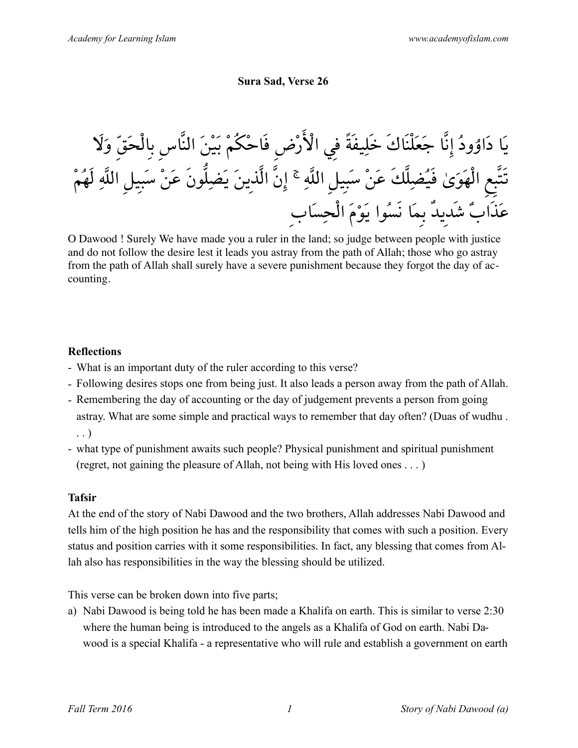**Sura Sad, Verse 26**

يَا دَاوُودُ إِنَّا جَعَلْنَاكَ خَلِيفَةً فِي الْأَرْضِ فَاحْكُمْ بَيْنَ النَّاسِ بِالْحَقِّ وَلَا تَتَّبِعِ الْهَوَىٰ فَيُضِلَّكَ عَنْ سَبِيلِ اللَّهِ ۚ إِنَّ الَّذِينَ يَضِلُّونَ عَنْ سَبِيلِ اللَّهِ لَهُمْ عَذَابٌ شَدِيدٌ بِمَا نَسُوا يَوْمَ الْحِسَابِ

O Dawood ! Surely We have made you a ruler in the land; so judge between people with justice and do not follow the desire lest it leads you astray from the path of Allah; those who go astray from the path of Allah shall surely have a severe punishment because they forgot the day of accounting.

**Reflections**

- What is an important duty of the ruler according to this verse?
- Following desires stops one from being just. It also leads a person away from the path of Allah.
- Remembering the day of accounting or the day of judgement prevents a person from going astray. What are some simple and practical ways to remember that day often? (Duas of wudhu . . . )
- what type of punishment awaits such people? Physical punishment and spiritual punishment (regret, not gaining the pleasure of Allah, not being with His loved ones . . . )

**Tafsir**

At the end of the story of Nabi Dawood and the two brothers, Allah addresses Nabi Dawood and tells him of the high position he has and the responsibility that comes with such a position. Every status and position carries with it some responsibilities. In fact, any blessing that comes from Allah also has responsibilities in the way the blessing should be utilized.

This verse can be broken down into five parts;

a) Nabi Dawood is being told he has been made a Khalifa on earth. This is similar to verse 2:30 where the human being is introduced to the angels as a Khalifa of God on earth. Nabi Dawood is a special Khalifa - a representative who will rule and establish a government on earth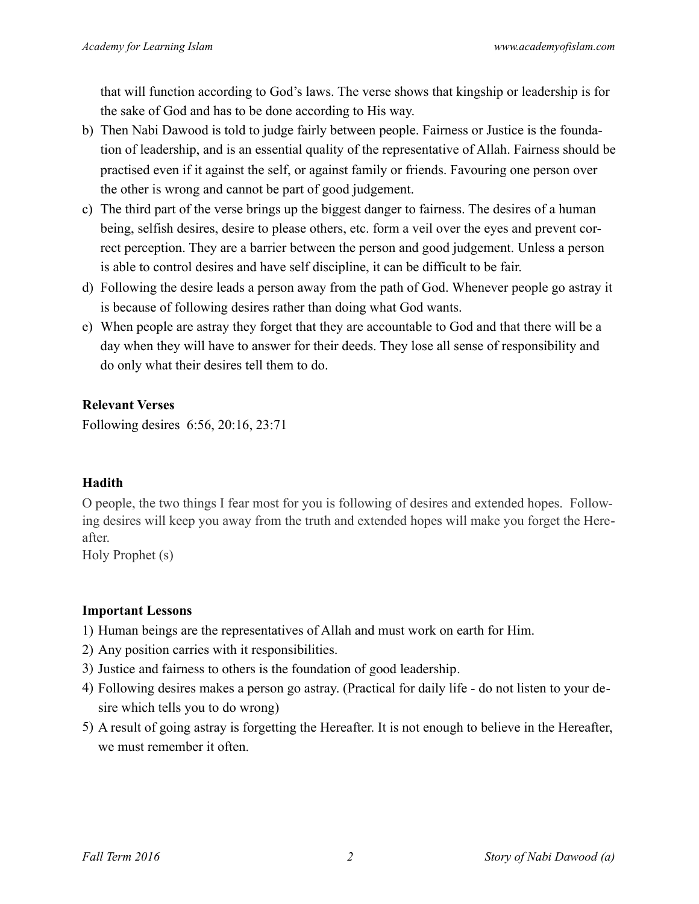that will function according to God's laws. The verse shows that kingship or leadership is for the sake of God and has to be done according to His way.

b) Then Nabi Dawood is told to judge fairly between people. Fairness or Justice is the foundation of leadership, and is an essential quality of the representative of Allah. Fairness should be practised even if it against the self, or against family or friends. Favouring one person over the other is wrong and cannot be part of good judgement.

c) The third part of the verse brings up the biggest danger to fairness. The desires of a human being, selfish desires, desire to please others, etc. form a veil over the eyes and prevent correct perception. They are a barrier between the person and good judgement. Unless a person is able to control desires and have self discipline, it can be difficult to be fair.

d) Following the desire leads a person away from the path of God. Whenever people go astray it is because of following desires rather than doing what God wants.

e) When people are astray they forget that they are accountable to God and that there will be a day when they will have to answer for their deeds. They lose all sense of responsibility and do only what their desires tell them to do.

**Relevant Verses**

Following desires 6:56, 20:16, 23:71

**Hadith**

O people, the two things I fear most for you is following of desires and extended hopes. Following desires will keep you away from the truth and extended hopes will make you forget the Hereafter.
Holy Prophet (s)

**Important Lessons**

1) Human beings are the representatives of Allah and must work on earth for Him.
2) Any position carries with it responsibilities.
3) Justice and fairness to others is the foundation of good leadership.
4) Following desires makes a person go astray. (Practical for daily life - do not listen to your desire which tells you to do wrong)
5) A result of going astray is forgetting the Hereafter. It is not enough to believe in the Hereafter, we must remember it often.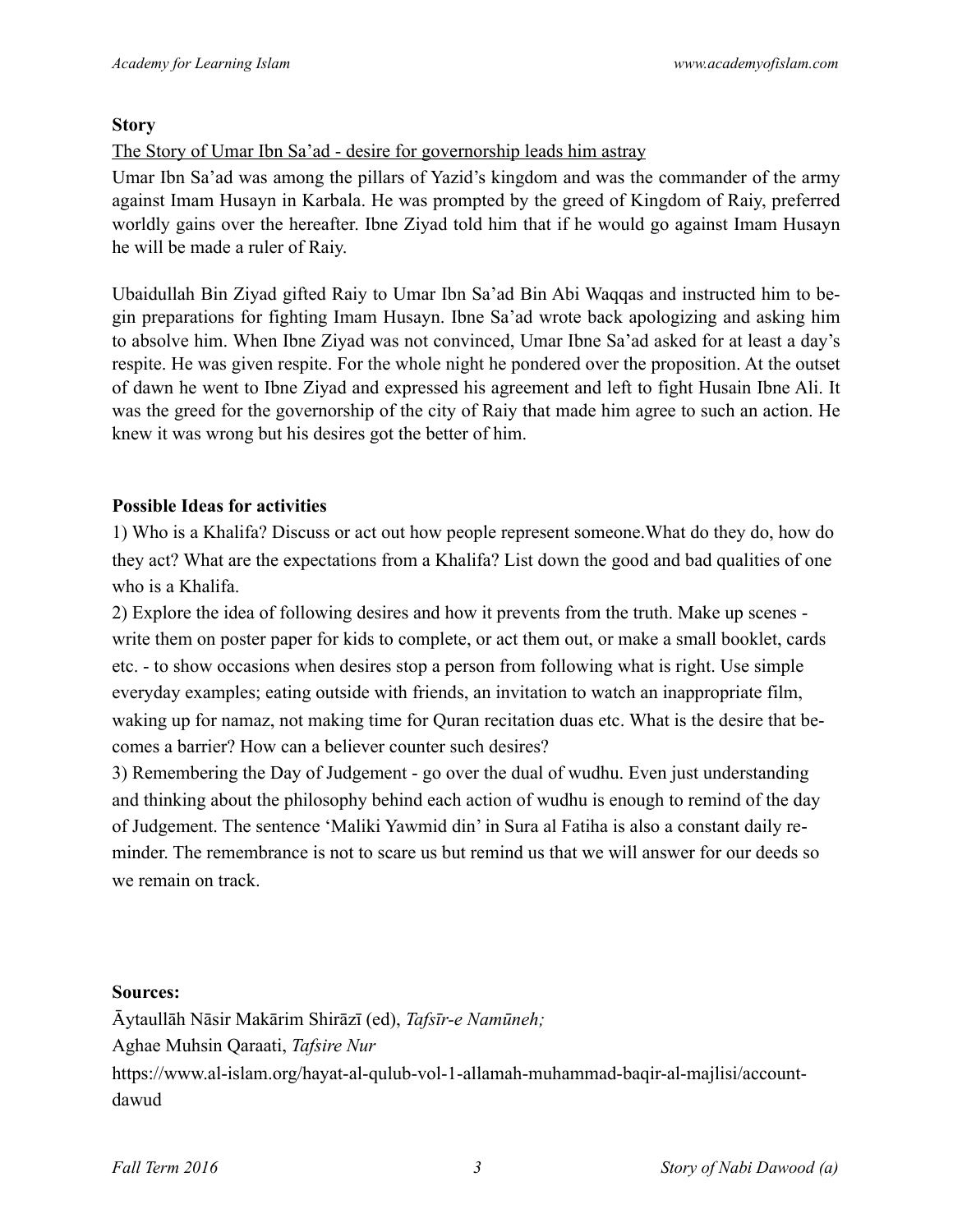**Story**

<u>The Story of Umar Ibn Sa'ad - desire for governorship leads him astray</u>

Umar Ibn Sa'ad was among the pillars of Yazid's kingdom and was the commander of the army against Imam Husayn in Karbala. He was prompted by the greed of Kingdom of Raiy, preferred worldly gains over the hereafter. Ibne Ziyad told him that if he would go against Imam Husayn he will be made a ruler of Raiy.

Ubaidullah Bin Ziyad gifted Raiy to Umar Ibn Sa'ad Bin Abi Waqqas and instructed him to begin preparations for fighting Imam Husayn. Ibne Sa'ad wrote back apologizing and asking him to absolve him. When Ibne Ziyad was not convinced, Umar Ibne Sa'ad asked for at least a day's respite. He was given respite. For the whole night he pondered over the proposition. At the outset of dawn he went to Ibne Ziyad and expressed his agreement and left to fight Husain Ibne Ali. It was the greed for the governorship of the city of Raiy that made him agree to such an action. He knew it was wrong but his desires got the better of him.

**Possible Ideas for activities**

1) Who is a Khalifa? Discuss or act out how people represent someone.What do they do, how do they act? What are the expectations from a Khalifa? List down the good and bad qualities of one who is a Khalifa.

2) Explore the idea of following desires and how it prevents from the truth. Make up scenes - write them on poster paper for kids to complete, or act them out, or make a small booklet, cards etc. - to show occasions when desires stop a person from following what is right. Use simple everyday examples; eating outside with friends, an invitation to watch an inappropriate film, waking up for namaz, not making time for Quran recitation duas etc. What is the desire that becomes a barrier? How can a believer counter such desires?

3) Remembering the Day of Judgement - go over the dual of wudhu. Even just understanding and thinking about the philosophy behind each action of wudhu is enough to remind of the day of Judgement. The sentence 'Maliki Yawmid din' in Sura al Fatiha is also a constant daily reminder. The remembrance is not to scare us but remind us that we will answer for our deeds so we remain on track.

**Sources:**

Āytaullāh Nāsir Makārim Shirāzī (ed), *Tafsīr-e Namūneh;*

Aghae Muhsin Qaraati, *Tafsire Nur*

https://www.al-islam.org/hayat-al-qulub-vol-1-allamah-muhammad-baqir-al-majlisi/account-dawud